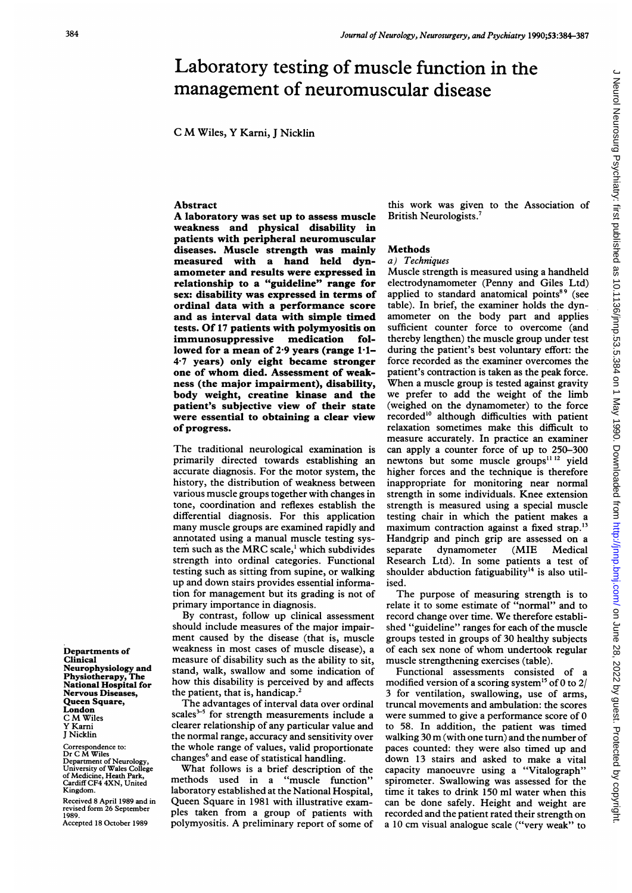# Laboratory testing of muscle function in the management of neuromuscular disease

C M Wiles, Y Karni, J Nicklin

## Abstract

**A laboratory was set up to assess muscle weakness and physical disability in patients with peripheral neuromuscular diseases. Muscle strength was mainly measured with a hand held dynamometer and results were expressed in relationship to a "guideline" range for sex: disability was expressed in terms of ordinal data with a performance score and as interval data with simple timed tests. Of 17 patients with polymyositis on immunosuppressive medication followed for a mean of 2·9 years (range 1·1–4·7 years) only eight became stronger one of whom died. Assessment of weakness (the major impairment), disability, body weight, creatine kinase and the patient's subjective view of their state were essential to obtaining a clear view of progress.**

The traditional neurological examination is primarily directed towards establishing an accurate diagnosis. For the motor system, the history, the distribution of weakness between various muscle groups together with changes in tone, coordination and reflexes establish the differential diagnosis. For this application many muscle groups are examined rapidly and annotated using a manual muscle testing system such as the MRC scale,[1] which subdivides strength into ordinal categories. Functional testing such as sitting from supine, or walking up and down stairs provides essential information for management but its grading is not of primary importance in diagnosis.

By contrast, follow up clinical assessment should include measures of the major impairment caused by the disease (that is, muscle weakness in most cases of muscle disease), a measure of disability such as the ability to sit, stand, walk, swallow and some indication of how this disability is perceived by and affects the patient, that is, handicap.[2]

The advantages of interval data over ordinal scales[3–5] for strength measurements include a clearer relationship of any particular value and the normal range, accuracy and sensitivity over the whole range of values, valid proportionate changes[6] and ease of statistical handling.

What follows is a brief description of the methods used in a "muscle function" laboratory established at the National Hospital, Queen Square in 1981 with illustrative examples taken from a group of patients with polymyositis. A preliminary report of some of this work was given to the Association of British Neurologists.[7]

Departments of Clinical Neurophysiology and Physiotherapy, The National Hospital for Nervous Diseases, Queen Square, London
C M Wiles
Y Karni
J Nicklin

Correspondence to: Dr C M Wiles
Department of Neurology, University of Wales College of Medicine, Heath Park, Cardiff CF4 4XN, United Kingdom.

Received 8 April 1989 and in revised form 26 September 1989.
Accepted 18 October 1989

## Methods

### *a) Techniques*

Muscle strength is measured using a handheld electrodynamometer (Penny and Giles Ltd) applied to standard anatomical points[8 9] (see table). In brief, the examiner holds the dynamometer on the body part and applies sufficient counter force to overcome (and thereby lengthen) the muscle group under test during the patient's best voluntary effort: the force recorded as the examiner overcomes the patient's contraction is taken as the peak force. When a muscle group is tested against gravity we prefer to add the weight of the limb (weighed on the dynamometer) to the force recorded[10] although difficulties with patient relaxation sometimes make this difficult to measure accurately. In practice an examiner can apply a counter force of up to 250–300 newtons but some muscle groups[11 12] yield higher forces and the technique is therefore inappropriate for monitoring near normal strength in some individuals. Knee extension strength is measured using a special muscle testing chair in which the patient makes a maximum contraction against a fixed strap.[13] Handgrip and pinch grip are assessed on a separate dynamometer (MIE Medical Research Ltd). In some patients a test of shoulder abduction fatiguability[14] is also utilised.

The purpose of measuring strength is to relate it to some estimate of "normal" and to record change over time. We therefore established "guideline" ranges for each of the muscle groups tested in groups of 30 healthy subjects of each sex none of whom undertook regular muscle strengthening exercises (table).

Functional assessments consisted of a modified version of a scoring system[15] of 0 to 2/3 for ventilation, swallowing, use of arms, truncal movements and ambulation: the scores were summed to give a performance score of 0 to 58. In addition, the patient was timed walking 30 m (with one turn) and the number of paces counted: they were also timed up and down 13 stairs and asked to make a vital capacity manoeuvre using a "Vitalograph" spirometer. Swallowing was assessed for the time it takes to drink 150 ml water when this can be done safely. Height and weight are recorded and the patient rated their strength on a 10 cm visual analogue scale ("very weak" to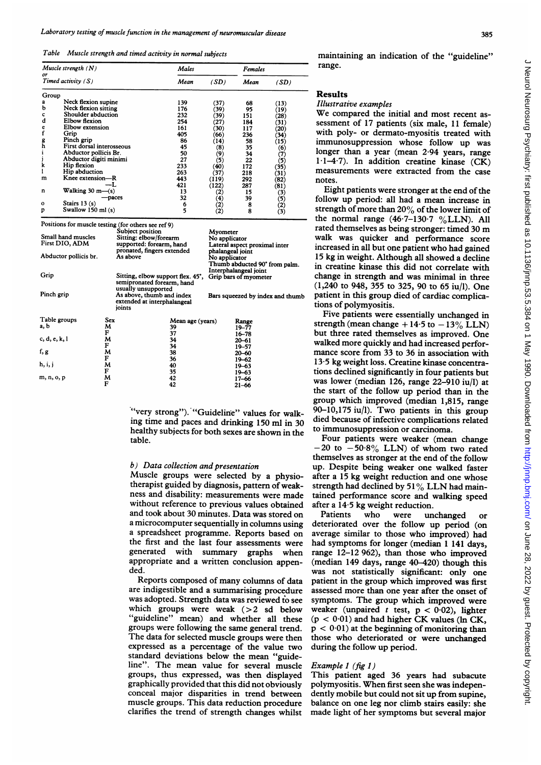*Table Muscle strength and timed activity in normal subjects*

| Muscle strength (N) or Timed activity (S) | | Males | | Females | |
|---|---|---|---|---|---|
| | | Mean | (SD) | Mean | (SD) |
| Group | | | | | |
| a | Neck flexion supine | 139 | (37) | 68 | (13) |
| b | Neck flexion sitting | 176 | (39) | 95 | (19) |
| c | Shoulder abduction | 232 | (39) | 151 | (28) |
| d | Elbow flexion | 254 | (27) | 184 | (31) |
| e | Elbow extension | 161 | (30) | 117 | (20) |
| f | Grip | 405 | (66) | 236 | (34) |
| g | Pinch grip | 86 | (14) | 58 | (15) |
| h | First dorsal interosseous | 45 | (8) | 35 | (6) |
| i | Abductor pollicis Br. | 50 | (9) | 34 | (7) |
| j | Abductor digiti minimi | 27 | (5) | 22 | (5) |
| k | Hip flexion | 233 | (40) | 172 | (35) |
| l | Hip abduction | 263 | (37) | 218 | (31) |
| m | Knee extension—R | 443 | (119) | 292 | (82) |
| | —L | 421 | (122) | 287 | (81) |
| n | Walking 30 m—(s) | 13 | (2) | 15 | (3) |
| | —paces | 32 | (4) | 39 | (5) |
| o | Stairs 13 (s) | 6 | (2) | 8 | (2) |
| p | Swallow 150 ml (s) | 5 | (2) | 8 | (3) |

Positions for muscle testing (for others see ref 9)

| | Subject position | Myometer |
|---|---|---|
| Small hand muscles First DIO, ADM | Sitting: elbow/forearm supported: forearm, hand pronated, fingers extended | No applicator Lateral aspect proximal inter phalangeal joint |
| Abductor pollicis br. | As above | No applicator Thumb abducted 90° from palm. Interphalangeal joint |
| Grip | Sitting, elbow support flex. 45°, semipronated forearm, hand usually unsupported | Grip bars of myometer |
| Pinch grip | As above, thumb and index extended at interphalangeal joints | Bars squeezed by index and thumb |

| Table groups | Sex | Mean age (years) | Range |
|---|---|---|---|
| a, b | M | 39 | 19–77 |
| | F | 37 | 16–78 |
| c, d, e, k, l | M | 34 | 20–61 |
| | F | 34 | 19–57 |
| f, g | M | 38 | 20–60 |
| | F | 36 | 19–62 |
| h, i, j | M | 40 | 19–63 |
| | F | 35 | 19–63 |
| m, n, o, p | M | 42 | 17–66 |
| | F | 42 | 21–66 |

"very strong"). "Guideline" values for walking time and paces and drinking 150 ml in 30 healthy subjects for both sexes are shown in the table.

*b) Data collection and presentation*

Muscle groups were selected by a physiotherapist guided by diagnosis, pattern of weakness and disability: measurements were made without reference to previous values obtained and took about 30 minutes. Data was stored on a microcomputer sequentially in columns using a spreadsheet programme. Reports based on the first and the last four assessments were generated with summary graphs when appropriate and a written conclusion appended.

Reports composed of many columns of data are indigestible and a summarising procedure was adopted. Strength data was reviewed to see which groups were weak (>2 sd below "guideline" mean) and whether all these groups were following the same general trend. The data for selected muscle groups were then expressed as a percentage of the value two standard deviations below the mean "guideline". The mean value for several muscle groups, thus expressed, was then displayed graphically provided that this did not obviously conceal major disparities in trend between muscle groups. This data reduction procedure clarifies the trend of strength changes whilst maintaining an indication of the "guideline" range.

## Results

*Illustrative examples*

We compared the initial and most recent assessment of 17 patients (six male, 11 female) with poly- or dermato-myositis treated with immunosuppression whose follow up was longer than a year (mean 2·94 years, range 1·1–4·7). In addition creatine kinase (CK) measurements were extracted from the case notes.

Eight patients were stronger at the end of the follow up period: all had a mean increase in strength of more than 20% of the lower limit of the normal range (46·7–130·7 %LLN). All rated themselves as being stronger: timed 30 m walk was quicker and performance score increased in all but one patient who had gained 15 kg in weight. Although all showed a decline in creatine kinase this did not correlate with change in strength and was minimal in three (1,240 to 948, 355 to 325, 90 to 65 iu/l). One patient in this group died of cardiac complications of polymyositis.

Five patients were essentially unchanged in strength (mean change +14·5 to −13% LLN) but three rated themselves as improved. One walked more quickly and had increased performance score from 33 to 36 in association with 13·5 kg weight loss. Creatine kinase concentrations declined significantly in four patients but was lower (median 126, range 22–910 iu/l) at the start of the follow up period than in the group which improved (median 1,815, range 90–10,175 iu/l). Two patients in this group died because of infective complications related to immunosuppression or carcinoma.

Four patients were weaker (mean change −20 to −50·8% LLN) of whom two rated themselves as stronger at the end of the follow up. Despite being weaker one walked faster after a 15 kg weight reduction and one whose strength had declined by 51% LLN had maintained performance score and walking speed after a 14·5 kg weight reduction.

Patients who were unchanged or deteriorated over the follow up period (on average similar to those who improved) had had symptoms for longer (median 1 141 days, range 12–12 962), than those who improved (median 149 days, range 40–420) though this was not statistically significant: only one patient in the group which improved was first assessed more than one year after the onset of symptoms. The group which improved were weaker (unpaired t test, $p < 0.02$), lighter ($p < 0.01$) and had higher CK values (ln CK, $p < 0.01$) at the beginning of monitoring than those who deteriorated or were unchanged during the follow up period.

*Example 1 (fig 1)*

This patient aged 36 years had subacute polymyositis. When first seen she was independently mobile but could not sit up from supine, balance on one leg nor climb stairs easily: she made light of her symptoms but several major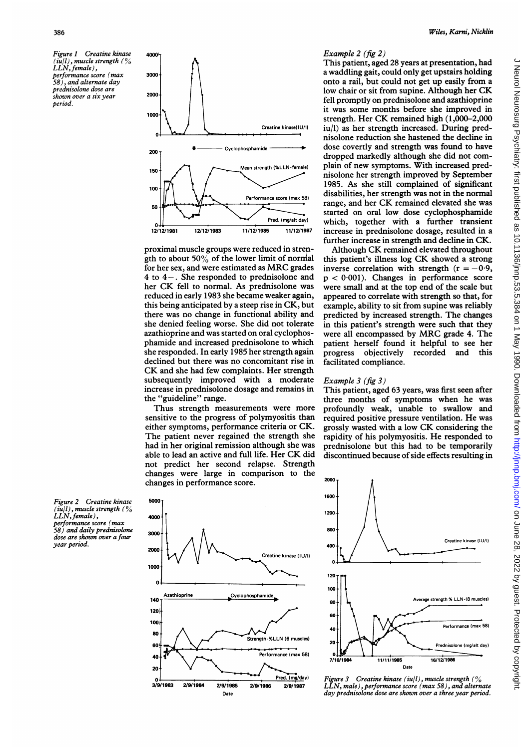Figure 1 Creatine kinase (iu/l), muscle strength (% LLN, female), performance score (max 58), and alternate day prednisolone dose are shown over a six year period.

proximal muscle groups were reduced in strength to about 50% of the lower limit of normal for her sex, and were estimated as MRC grades 4 to 4−. She responded to prednisolone and her CK fell to normal. As prednisolone was reduced in early 1983 she became weaker again, this being anticipated by a steep rise in CK, but there was no change in functional ability and she denied feeling worse. She did not tolerate azathioprine and was started on oral cyclophosphamide and increased prednisolone to which she responded. In early 1985 her strength again declined but there was no concomitant rise in CK and she had few complaints. Her strength subsequently improved with a moderate increase in prednisolone dosage and remains in the "guideline" range.

Thus strength measurements were more sensitive to the progress of polymyositis than either symptoms, performance criteria or CK. The patient never regained the strength she had in her original remission although she was able to lead an active and full life. Her CK did not predict her second relapse. Strength changes were large in comparison to the changes in performance score.

### *Example 2 (fig 2)*

This patient, aged 28 years at presentation, had a waddling gait, could only get upstairs holding onto a rail, but could not get up easily from a low chair or sit from supine. Although her CK fell promptly on prednisolone and azathioprine it was some months before she improved in strength. Her CK remained high (1,000–2,000 iu/l) as her strength increased. During prednisolone reduction she hastened the decline in dose covertly and strength was found to have dropped markedly although she did not complain of new symptoms. With increased prednisolone her strength improved by September 1985. As she still complained of significant disabilities, her strength was not in the normal range, and her CK remained elevated she was started on oral low dose cyclophosphamide which, together with a further transient increase in prednisolone dosage, resulted in a further increase in strength and decline in CK.

Although CK remained elevated throughout this patient's illness log CK showed a strong inverse correlation with strength ($r = -0.9$, $p < 0.001$). Changes in performance score were small and at the top end of the scale but appeared to correlate with strength so that, for example, ability to sit from supine was reliably predicted by increased strength. The changes in this patient's strength were such that they were all encompassed by MRC grade 4. The patient herself found it helpful to see her progress objectively recorded and this facilitated compliance.

### *Example 3 (fig 3)*

This patient, aged 63 years, was first seen after three months of symptoms when he was profoundly weak, unable to swallow and required positive pressure ventilation. He was grossly wasted with a low CK considering the rapidity of his polymyositis. He responded to prednisolone but this had to be temporarily discontinued because of side effects resulting in

Figure 2 Creatine kinase (iu/l), muscle strength (% LLN, female), performance score (max 58) and daily prednisolone dose are shown over a four year period.

Figure 3 Creatine kinase (iu/l), muscle strength (% LLN, male), performance score (max 58), and alternate day prednisolone dose are shown over a three year period.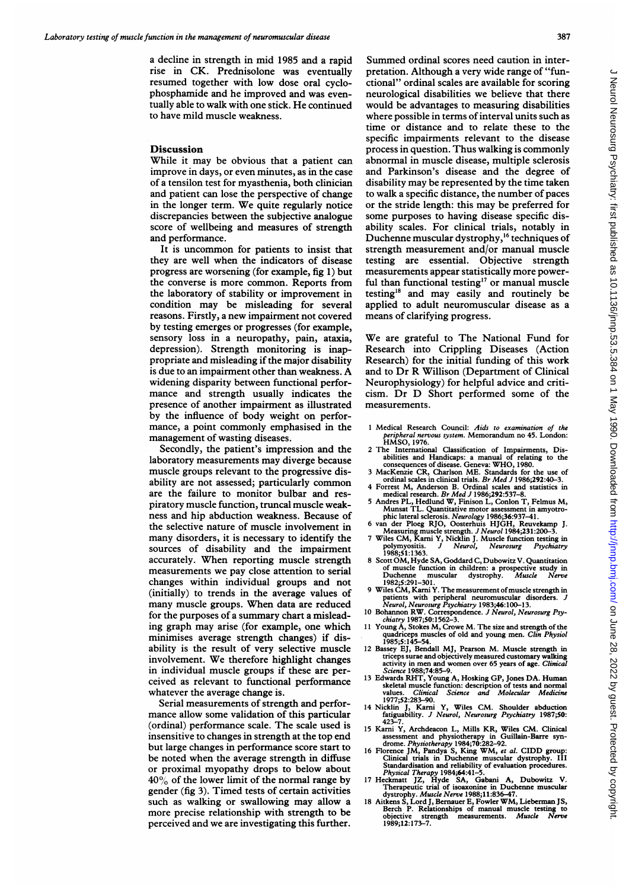a decline in strength in mid 1985 and a rapid rise in CK. Prednisolone was eventually resumed together with low dose oral cyclophosphamide and he improved and was eventually able to walk with one stick. He continued to have mild muscle weakness.

## Discussion

While it may be obvious that a patient can improve in days, or even minutes, as in the case of a tensilon test for myasthenia, both clinician and patient can lose the perspective of change in the longer term. We quite regularly notice discrepancies between the subjective analogue score of wellbeing and measures of strength and performance.

It is uncommon for patients to insist that they are well when the indicators of disease progress are worsening (for example, fig 1) but the converse is more common. Reports from the laboratory of stability or improvement in condition may be misleading for several reasons. Firstly, a new impairment not covered by testing emerges or progresses (for example, sensory loss in a neuropathy, pain, ataxia, depression). Strength monitoring is inappropriate and misleading if the major disability is due to an impairment other than weakness. A widening disparity between functional performance and strength usually indicates the presence of another impairment as illustrated by the influence of body weight on performance, a point commonly emphasised in the management of wasting diseases.

Secondly, the patient's impression and the laboratory measurements may diverge because muscle groups relevant to the progressive disability are not assessed; particularly common are the failure to monitor bulbar and respiratory muscle function, truncal muscle weakness and hip abduction weakness. Because of the selective nature of muscle involvement in many disorders, it is necessary to identify the sources of disability and the impairment accurately. When reporting muscle strength measurements we pay close attention to serial changes within individual groups and not (initially) to trends in the average values of many muscle groups. When data are reduced for the purposes of a summary chart a misleading graph may arise (for example, one which minimises average strength changes) if disability is the result of very selective muscle involvement. We therefore highlight changes in individual muscle groups if these are perceived as relevant to functional performance whatever the average change is.

Serial measurements of strength and performance allow some validation of this particular (ordinal) performance scale. The scale used is insensitive to changes in strength at the top end but large changes in performance score start to be noted when the average strength in diffuse or proximal myopathy drops to below about 40% of the lower limit of the normal range by gender (fig 3). Timed tests of certain activities such as walking or swallowing may allow a more precise relationship with strength to be perceived and we are investigating this further.

Summed ordinal scores need caution in interpretation. Although a very wide range of "functional" ordinal scales are available for scoring neurological disabilities we believe that there would be advantages to measuring disabilities where possible in terms of interval units such as time or distance and to relate these to the specific impairments relevant to the disease process in question. Thus walking is commonly abnormal in muscle disease, multiple sclerosis and Parkinson's disease and the degree of disability may be represented by the time taken to walk a specific distance, the number of paces or the stride length: this may be preferred for some purposes to having disease specific disability scales. For clinical trials, notably in Duchenne muscular dystrophy,[16] techniques of strength measurement and/or manual muscle testing are essential. Objective strength measurements appear statistically more powerful than functional testing[17] or manual muscle testing[18] and may easily and routinely be applied to adult neuromuscular disease as a means of clarifying progress.

We are grateful to The National Fund for Research into Crippling Diseases (Action Research) for the initial funding of this work and to Dr R Willison (Department of Clinical Neurophysiology) for helpful advice and criticism. Dr D Short performed some of the measurements.

1. Medical Research Council: *Aids to examination of the peripheral nervous system*. Memorandum no 45. London: HMSO, 1976.
2. The International Classification of Impairments, Disabilities and Handicaps: a manual of relating to the consequences of disease. Geneva: WHO, 1980.
3. MacKenzie CR, Charlson ME. Standards for the use of ordinal scales in clinical trials. *Br Med J* 1986;292:40–3.
4. Forrest M, Anderson B. Ordinal scales and statistics in medical research. *Br Med J* 1986;292:537–8.
5. Andres PL, Hedlund W, Finison L, Conlon T, Felmus M, Munsat TL. Quantitative motor assessment in amyotrophic lateral sclerosis. *Neurology* 1986;36:937–41.
6. van der Ploeg RJO, Oosterhuis HJGH, Reuvekamp J. Measuring muscle strength. *J Neurol* 1984;231:200–3.
7. Wiles CM, Karni Y, Nicklin J. Muscle function testing in polymyositis. *J Neurol, Neurosurg Psychiatry* 1988;51:1363.
8. Scott OM, Hyde SA, Goddard C, Dubowitz V. Quantitation of muscle function in children: a prospective study in Duchenne muscular dystrophy. *Muscle Nerve* 1982;5:291–301.
9. Wiles CM, Karni Y. The measurement of muscle strength in patients with peripheral neuromuscular disorders. *J Neurol, Neurosurg Psychiatry* 1983;46:100–13.
10. Bohannon RW. Correspondence. *J Neurol, Neurosurg Psychiatry* 1987;50:1562–3.
11. Young A, Stokes M, Crowe M. The size and strength of the quadriceps muscles of old and young men. *Clin Physiol* 1985;5:145–54.
12. Bassey EJ, Bendall MJ, Pearson M. Muscle strength in triceps surae and objectively measured customary walking activity in men and women over 65 years of age. *Clinical Science* 1988;74:85–9.
13. Edwards RHT, Young A, Hosking GP, Jones DA. Human skeletal muscle function: description of tests and normal values. *Clinical Science and Molecular Medicine* 1977;52:283–90.
14. Nicklin J, Karni Y, Wiles CM. Shoulder abduction fatiguability. *J Neurol, Neurosurg Psychiatry* 1987;50:423–7.
15. Karni Y, Archdeacon L, Mills KR, Wiles CM. Clinical assessment and physiotherapy in Guillain-Barre syndrome. *Physiotherapy* 1984;70:282–92.
16. Florence JM, Pandya S, King WM, *et al*. CIDD group: Clinical trials in Duchenne muscular dystrophy. III Standardisation and reliability of evaluation procedures. *Physical Therapy* 1984;64:41–5.
17. Heckmatt JZ, Hyde SA, Gabani A, Dubowitz V. Therapeutic trial of isoaxonine in Duchenne muscular dystrophy. *Muscle Nerve* 1988;11:836–47.
18. Aitkens S, Lord J, Bernauer E, Fowler WM, Lieberman JS, Berch P. Relationships of manual muscle testing to objective strength measurements. *Muscle Nerve* 1989;12:173–7.